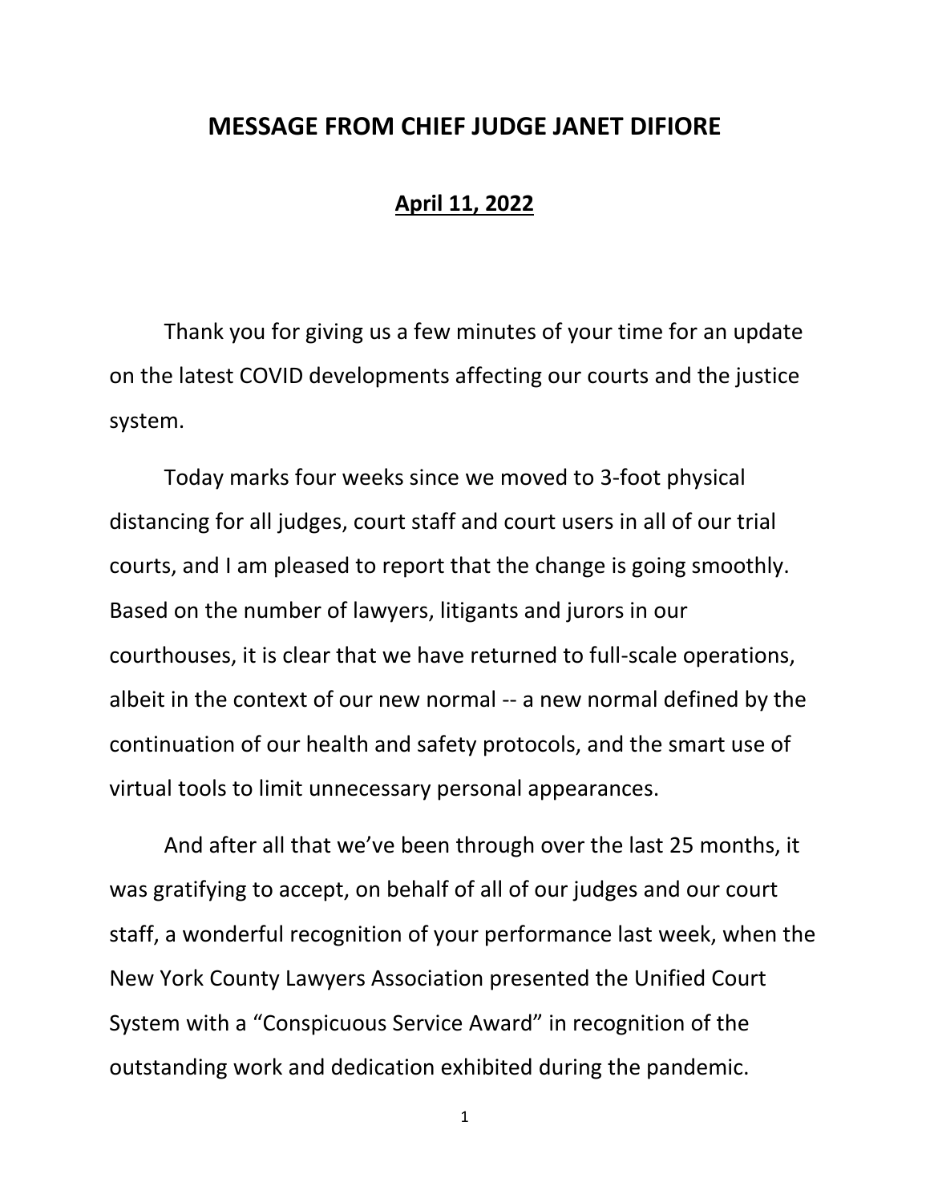# MESSAGE FROM CHIEF JUDGE JANET DIFIORE

## April 11, 2022

Thank you for giving us a few minutes of your time for an update on the latest COVID developments affecting our courts and the justice system.

Today marks four weeks since we moved to 3-foot physical distancing for all judges, court staff and court users in all of our trial courts, and I am pleased to report that the change is going smoothly. Based on the number of lawyers, litigants and jurors in our courthouses, it is clear that we have returned to full-scale operations, albeit in the context of our new normal -- a new normal defined by the continuation of our health and safety protocols, and the smart use of virtual tools to limit unnecessary personal appearances.

And after all that we've been through over the last 25 months, it was gratifying to accept, on behalf of all of our judges and our court staff, a wonderful recognition of your performance last week, when the New York County Lawyers Association presented the Unified Court System with a "Conspicuous Service Award" in recognition of the outstanding work and dedication exhibited during the pandemic.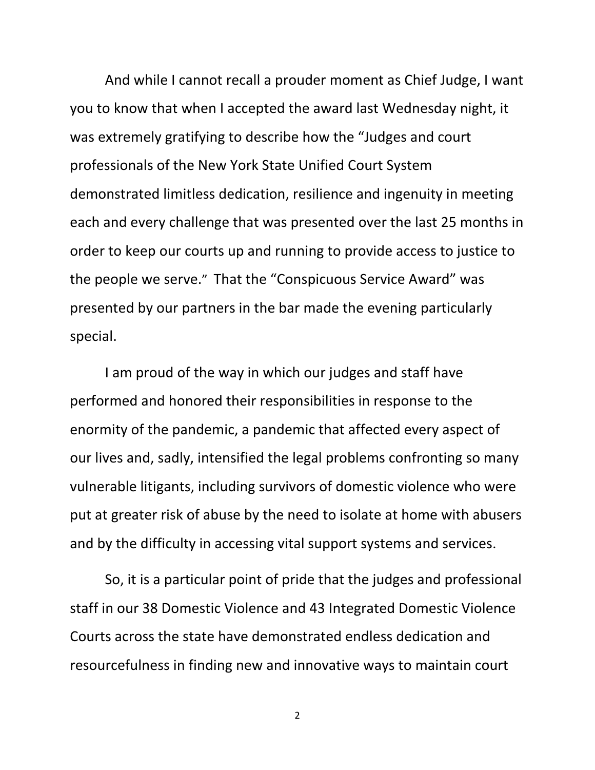And while I cannot recall a prouder moment as Chief Judge, I want you to know that when I accepted the award last Wednesday night, it was extremely gratifying to describe how the "Judges and court professionals of the New York State Unified Court System demonstrated limitless dedication, resilience and ingenuity in meeting each and every challenge that was presented over the last 25 months in order to keep our courts up and running to provide access to justice to the people we serve." That the "Conspicuous Service Award" was presented by our partners in the bar made the evening particularly special.

I am proud of the way in which our judges and staff have performed and honored their responsibilities in response to the enormity of the pandemic, a pandemic that affected every aspect of our lives and, sadly, intensified the legal problems confronting so many vulnerable litigants, including survivors of domestic violence who were put at greater risk of abuse by the need to isolate at home with abusers and by the difficulty in accessing vital support systems and services.

So, it is a particular point of pride that the judges and professional staff in our 38 Domestic Violence and 43 Integrated Domestic Violence Courts across the state have demonstrated endless dedication and resourcefulness in finding new and innovative ways to maintain court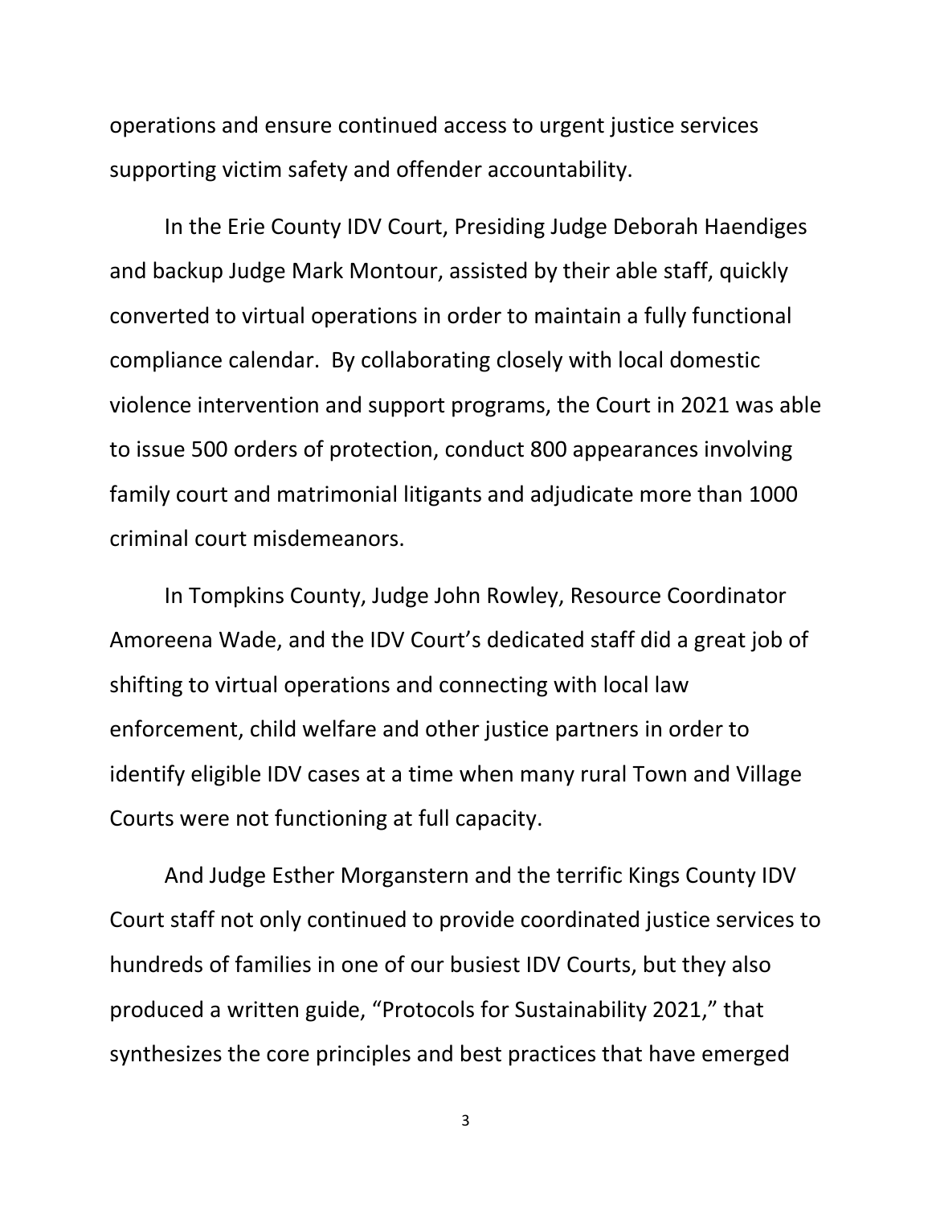operations and ensure continued access to urgent justice services supporting victim safety and offender accountability.

In the Erie County IDV Court, Presiding Judge Deborah Haendiges and backup Judge Mark Montour, assisted by their able staff, quickly converted to virtual operations in order to maintain a fully functional compliance calendar. By collaborating closely with local domestic violence intervention and support programs, the Court in 2021 was able to issue 500 orders of protection, conduct 800 appearances involving family court and matrimonial litigants and adjudicate more than 1000 criminal court misdemeanors.

In Tompkins County, Judge John Rowley, Resource Coordinator Amoreena Wade, and the IDV Court's dedicated staff did a great job of shifting to virtual operations and connecting with local law enforcement, child welfare and other justice partners in order to identify eligible IDV cases at a time when many rural Town and Village Courts were not functioning at full capacity.

And Judge Esther Morganstern and the terrific Kings County IDV Court staff not only continued to provide coordinated justice services to hundreds of families in one of our busiest IDV Courts, but they also produced a written guide, "Protocols for Sustainability 2021," that synthesizes the core principles and best practices that have emerged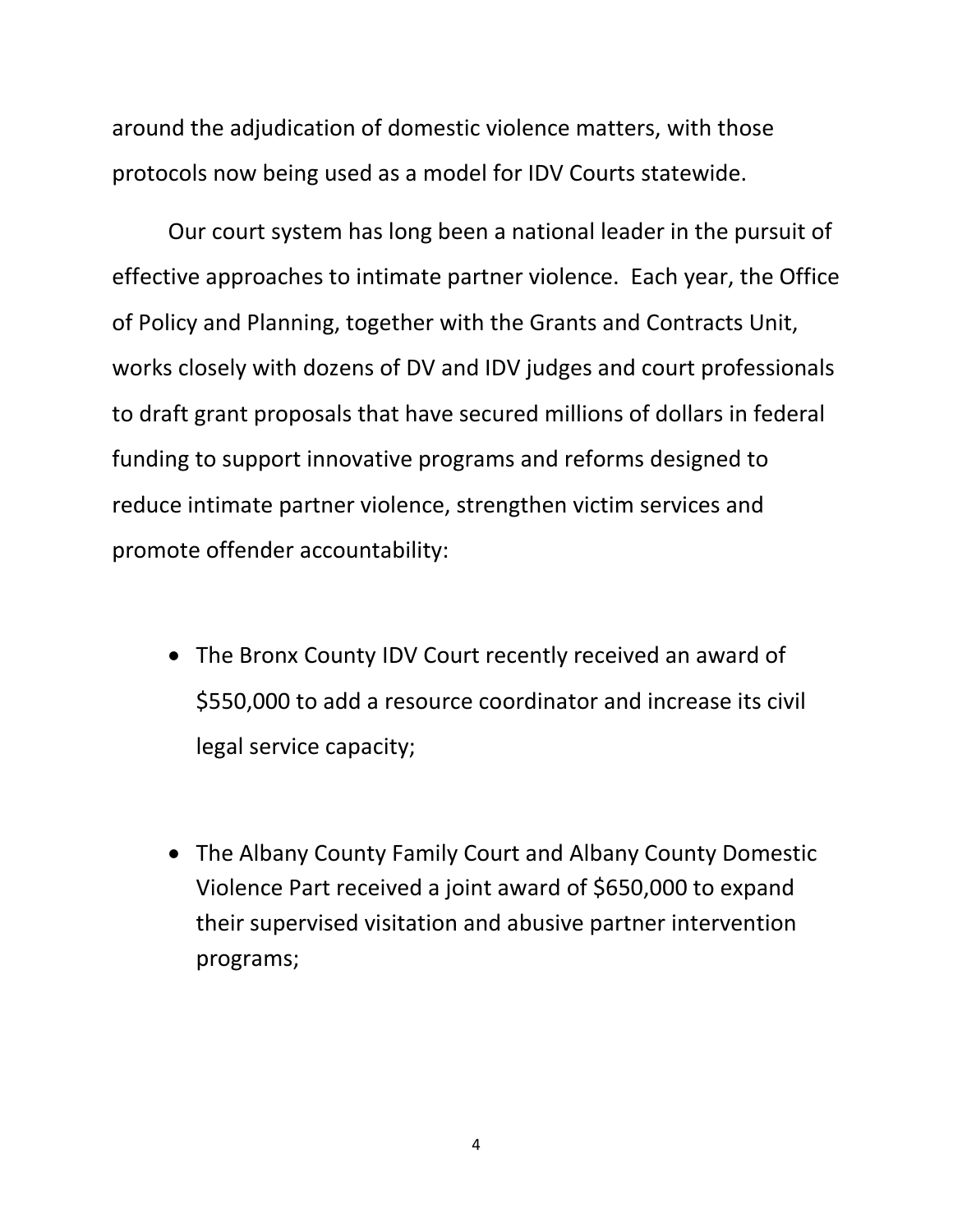around the adjudication of domestic violence matters, with those protocols now being used as a model for IDV Courts statewide.

Our court system has long been a national leader in the pursuit of effective approaches to intimate partner violence. Each year, the Office of Policy and Planning, together with the Grants and Contracts Unit, works closely with dozens of DV and IDV judges and court professionals to draft grant proposals that have secured millions of dollars in federal funding to support innovative programs and reforms designed to reduce intimate partner violence, strengthen victim services and promote offender accountability:

- The Bronx County IDV Court recently received an award of $550,000 to add a resource coordinator and increase its civil legal service capacity;

- The Albany County Family Court and Albany County Domestic Violence Part received a joint award of $650,000 to expand their supervised visitation and abusive partner intervention programs;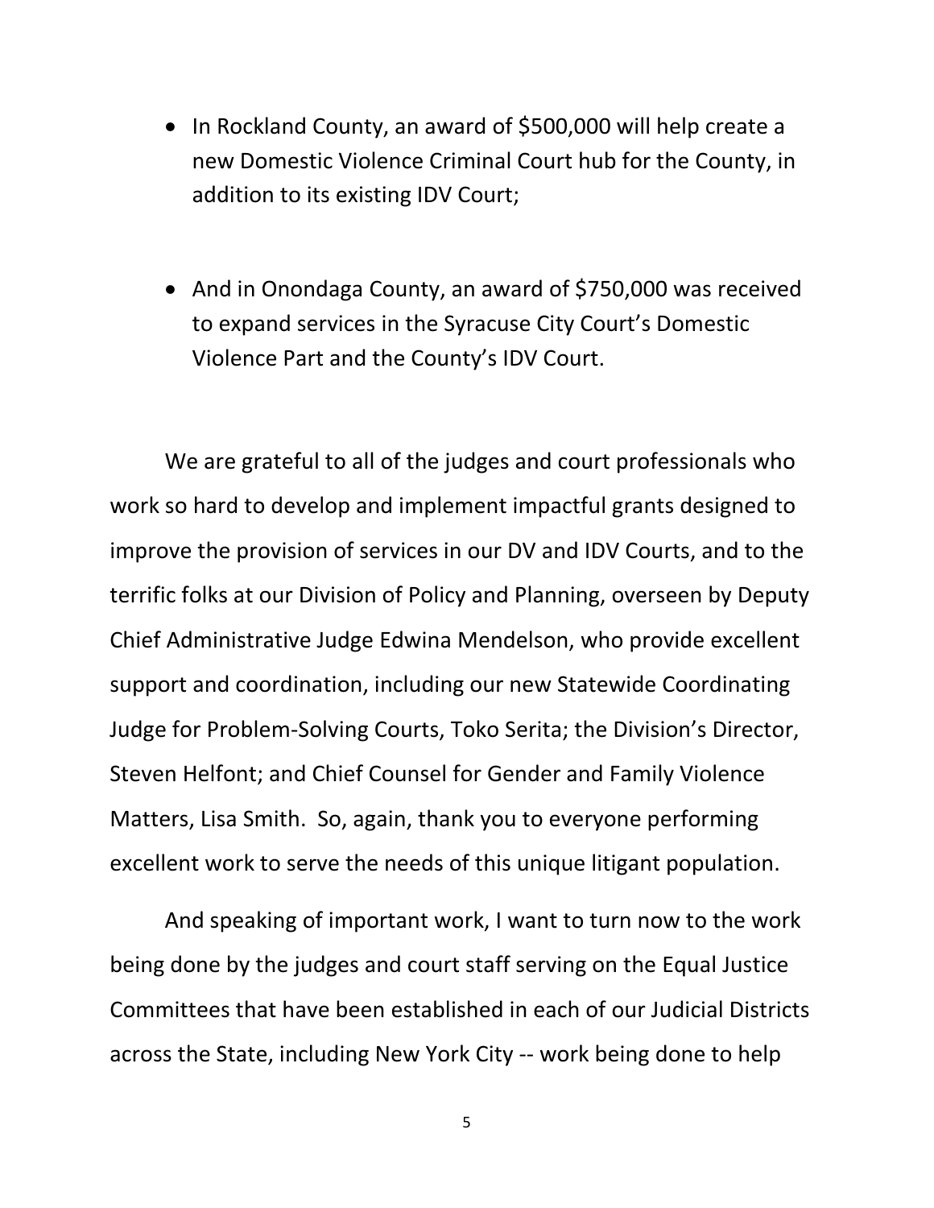- In Rockland County, an award of $500,000 will help create a new Domestic Violence Criminal Court hub for the County, in addition to its existing IDV Court;

- And in Onondaga County, an award of $750,000 was received to expand services in the Syracuse City Court's Domestic Violence Part and the County's IDV Court.

We are grateful to all of the judges and court professionals who work so hard to develop and implement impactful grants designed to improve the provision of services in our DV and IDV Courts, and to the terrific folks at our Division of Policy and Planning, overseen by Deputy Chief Administrative Judge Edwina Mendelson, who provide excellent support and coordination, including our new Statewide Coordinating Judge for Problem-Solving Courts, Toko Serita; the Division's Director, Steven Helfont; and Chief Counsel for Gender and Family Violence Matters, Lisa Smith. So, again, thank you to everyone performing excellent work to serve the needs of this unique litigant population.

And speaking of important work, I want to turn now to the work being done by the judges and court staff serving on the Equal Justice Committees that have been established in each of our Judicial Districts across the State, including New York City -- work being done to help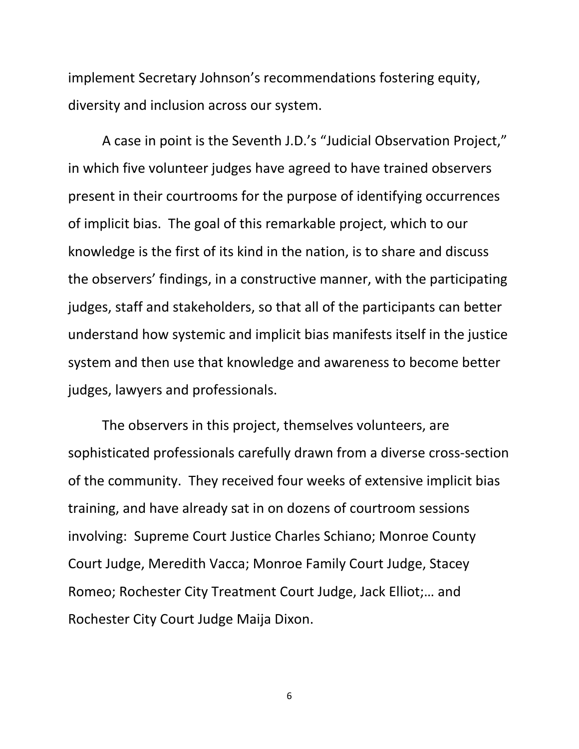implement Secretary Johnson's recommendations fostering equity, diversity and inclusion across our system.

A case in point is the Seventh J.D.'s "Judicial Observation Project," in which five volunteer judges have agreed to have trained observers present in their courtrooms for the purpose of identifying occurrences of implicit bias. The goal of this remarkable project, which to our knowledge is the first of its kind in the nation, is to share and discuss the observers' findings, in a constructive manner, with the participating judges, staff and stakeholders, so that all of the participants can better understand how systemic and implicit bias manifests itself in the justice system and then use that knowledge and awareness to become better judges, lawyers and professionals.

The observers in this project, themselves volunteers, are sophisticated professionals carefully drawn from a diverse cross-section of the community. They received four weeks of extensive implicit bias training, and have already sat in on dozens of courtroom sessions involving: Supreme Court Justice Charles Schiano; Monroe County Court Judge, Meredith Vacca; Monroe Family Court Judge, Stacey Romeo; Rochester City Treatment Court Judge, Jack Elliot;… and Rochester City Court Judge Maija Dixon.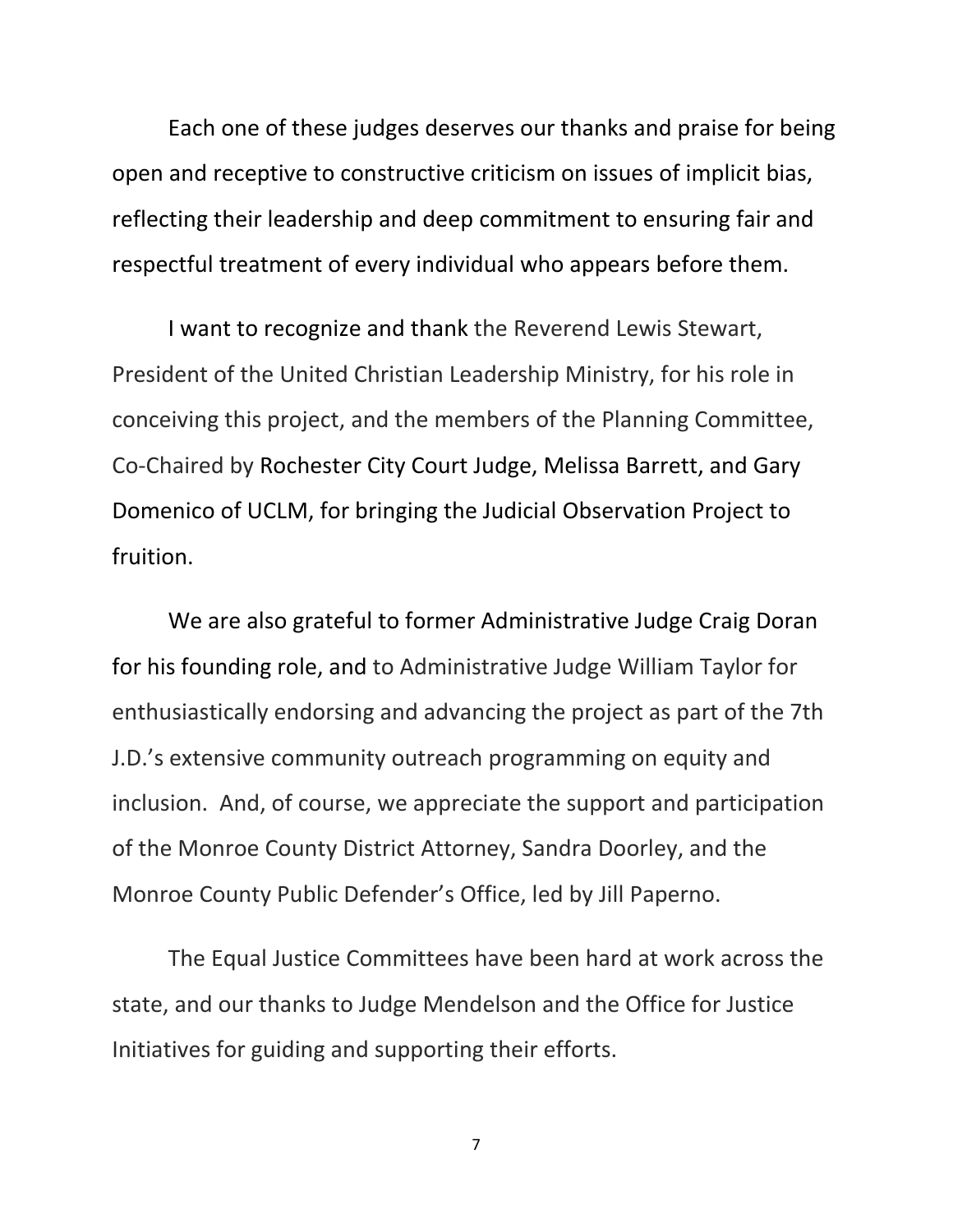Each one of these judges deserves our thanks and praise for being open and receptive to constructive criticism on issues of implicit bias, reflecting their leadership and deep commitment to ensuring fair and respectful treatment of every individual who appears before them.

I want to recognize and thank the Reverend Lewis Stewart, President of the United Christian Leadership Ministry, for his role in conceiving this project, and the members of the Planning Committee, Co-Chaired by Rochester City Court Judge, Melissa Barrett, and Gary Domenico of UCLM, for bringing the Judicial Observation Project to fruition.

We are also grateful to former Administrative Judge Craig Doran for his founding role, and to Administrative Judge William Taylor for enthusiastically endorsing and advancing the project as part of the 7th J.D.'s extensive community outreach programming on equity and inclusion. And, of course, we appreciate the support and participation of the Monroe County District Attorney, Sandra Doorley, and the Monroe County Public Defender's Office, led by Jill Paperno.

The Equal Justice Committees have been hard at work across the state, and our thanks to Judge Mendelson and the Office for Justice Initiatives for guiding and supporting their efforts.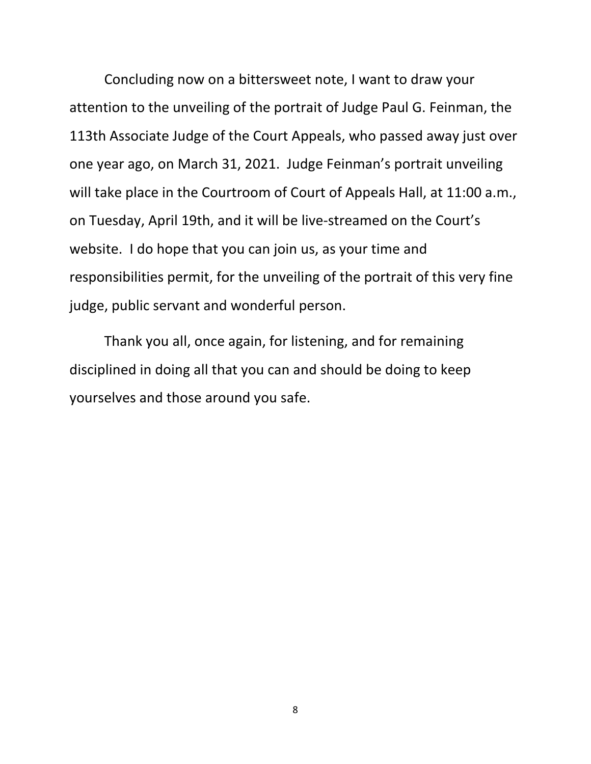Concluding now on a bittersweet note, I want to draw your attention to the unveiling of the portrait of Judge Paul G. Feinman, the 113th Associate Judge of the Court Appeals, who passed away just over one year ago, on March 31, 2021. Judge Feinman's portrait unveiling will take place in the Courtroom of Court of Appeals Hall, at 11:00 a.m., on Tuesday, April 19th, and it will be live-streamed on the Court's website. I do hope that you can join us, as your time and responsibilities permit, for the unveiling of the portrait of this very fine judge, public servant and wonderful person.

Thank you all, once again, for listening, and for remaining disciplined in doing all that you can and should be doing to keep yourselves and those around you safe.